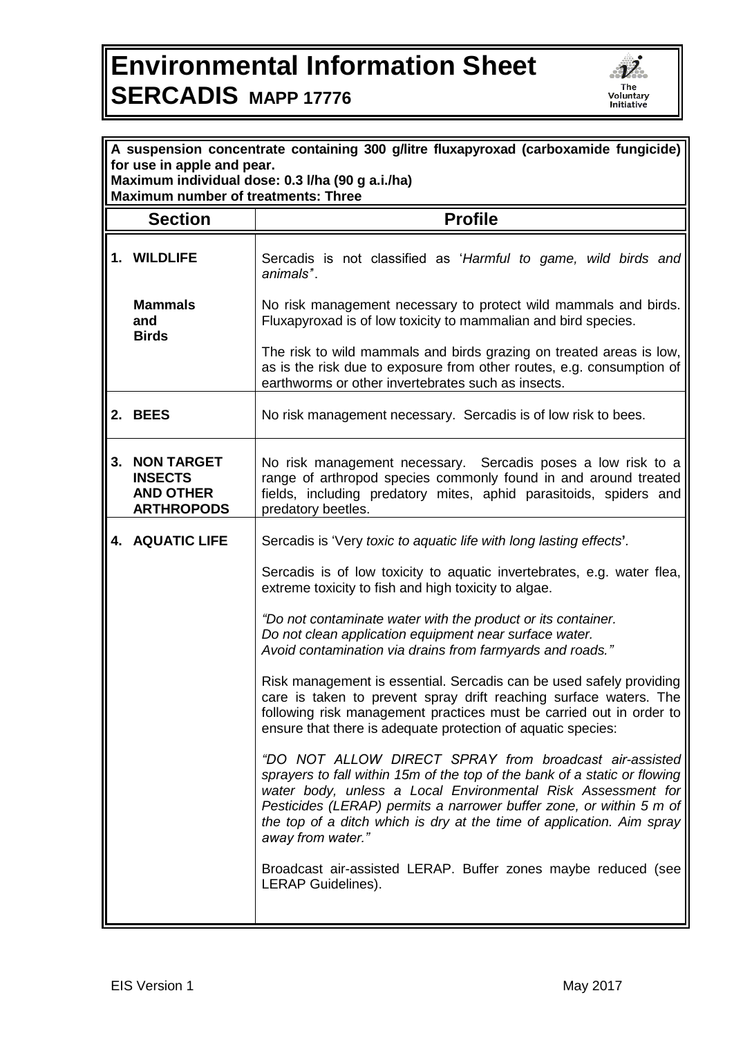# Environmental Information Sheet

# SERCADIS MAPP 17776

**A suspension concentrate containing 300 g/litre fluxapyroxad (carboxamide fungicide) for use in apple and pear.**
**Maximum individual dose: 0.3 l/ha (90 g a.i./ha)**
**Maximum number of treatments: Three**

| Section | Profile |
|---|---|
| **1. WILDLIFE** | Sercadis is not classified as '*Harmful to game, wild birds and animals*'. |
| **Mammals and Birds** | No risk management necessary to protect wild mammals and birds. Fluxapyroxad is of low toxicity to mammalian and bird species.<br><br>The risk to wild mammals and birds grazing on treated areas is low, as is the risk due to exposure from other routes, e.g. consumption of earthworms or other invertebrates such as insects. |
| **2. BEES** | No risk management necessary. Sercadis is of low risk to bees. |
| **3. NON TARGET INSECTS AND OTHER ARTHROPODS** | No risk management necessary. Sercadis poses a low risk to a range of arthropod species commonly found in and around treated fields, including predatory mites, aphid parasitoids, spiders and predatory beetles. |
| **4. AQUATIC LIFE** | Sercadis is 'Very *toxic to aquatic life with long lasting effects*'.<br><br>Sercadis is of low toxicity to aquatic invertebrates, e.g. water flea, extreme toxicity to fish and high toxicity to algae.<br><br>*"Do not contaminate water with the product or its container. Do not clean application equipment near surface water. Avoid contamination via drains from farmyards and roads."*<br><br>Risk management is essential. Sercadis can be used safely providing care is taken to prevent spray drift reaching surface waters. The following risk management practices must be carried out in order to ensure that there is adequate protection of aquatic species:<br><br>*"DO NOT ALLOW DIRECT SPRAY from broadcast air-assisted sprayers to fall within 15m of the top of the bank of a static or flowing water body, unless a Local Environmental Risk Assessment for Pesticides (LERAP) permits a narrower buffer zone, or within 5 m of the top of a ditch which is dry at the time of application. Aim spray away from water."*<br><br>Broadcast air-assisted LERAP. Buffer zones maybe reduced (see LERAP Guidelines). |

EIS Version 1 May 2017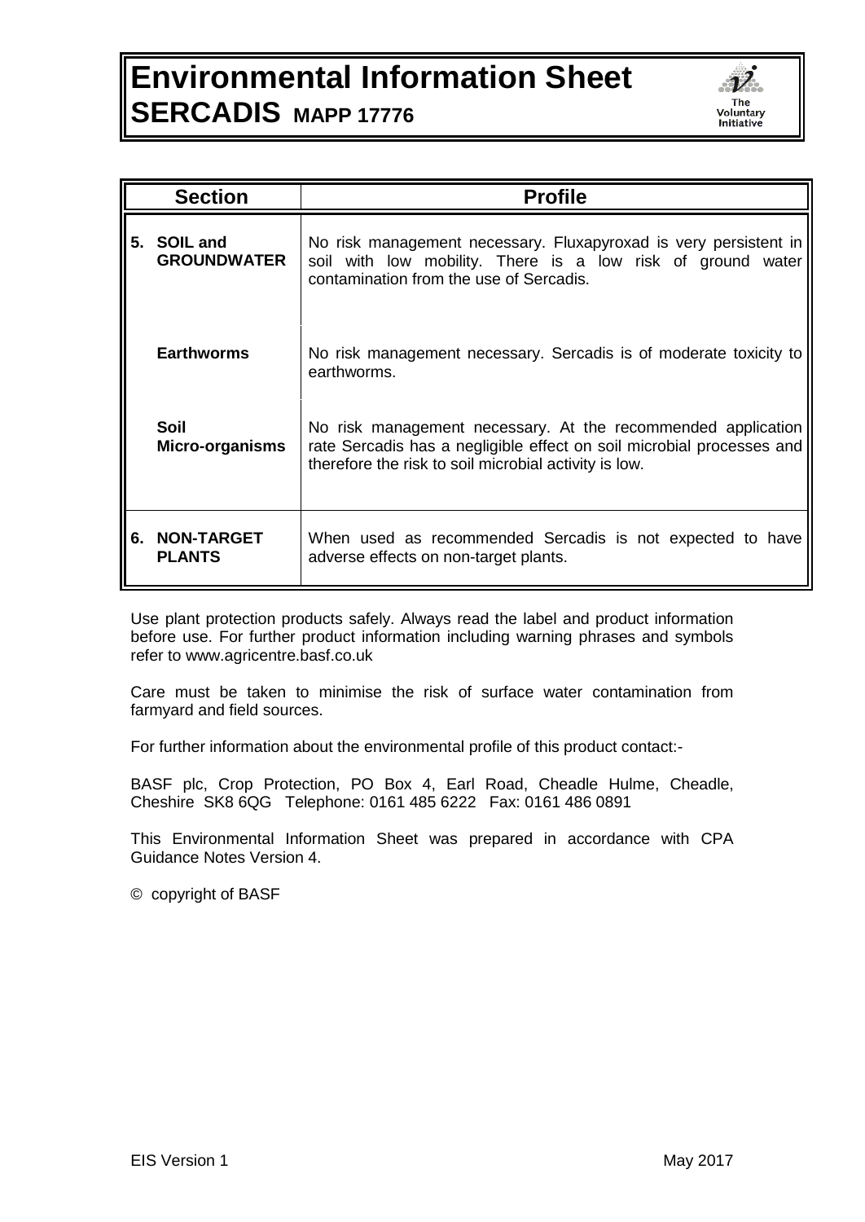# Environmental Information Sheet
## SERCADIS MAPP 17776

| Section | Profile |
|---|---|
| **5. SOIL and GROUNDWATER** | No risk management necessary. Fluxapyroxad is very persistent in soil with low mobility. There is a low risk of ground water contamination from the use of Sercadis. |
| **Earthworms** | No risk management necessary. Sercadis is of moderate toxicity to earthworms. |
| **Soil Micro-organisms** | No risk management necessary. At the recommended application rate Sercadis has a negligible effect on soil microbial processes and therefore the risk to soil microbial activity is low. |
| **6. NON-TARGET PLANTS** | When used as recommended Sercadis is not expected to have adverse effects on non-target plants. |

Use plant protection products safely. Always read the label and product information before use. For further product information including warning phrases and symbols refer to www.agricentre.basf.co.uk

Care must be taken to minimise the risk of surface water contamination from farmyard and field sources.

For further information about the environmental profile of this product contact:-

BASF plc, Crop Protection, PO Box 4, Earl Road, Cheadle Hulme, Cheadle, Cheshire SK8 6QG Telephone: 0161 485 6222 Fax: 0161 486 0891

This Environmental Information Sheet was prepared in accordance with CPA Guidance Notes Version 4.

© copyright of BASF

EIS Version 1 May 2017